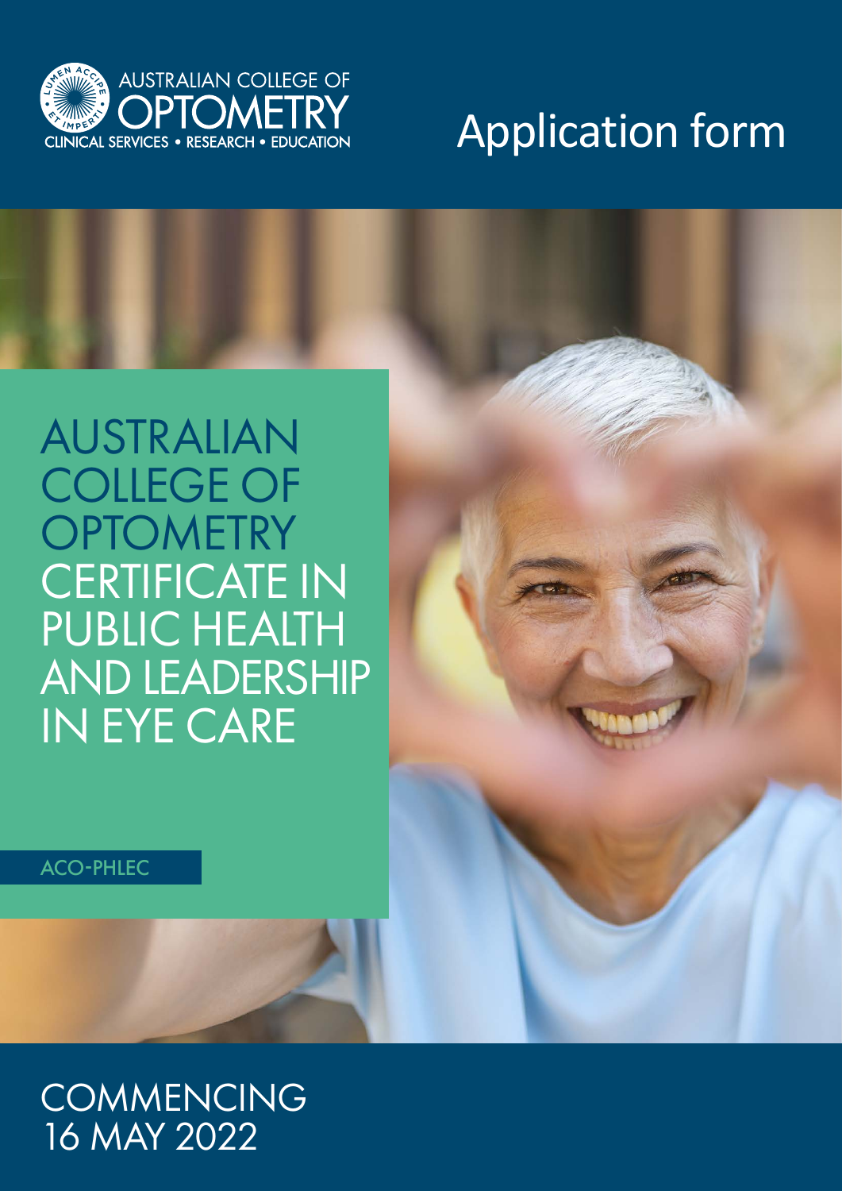AUSTRALIAN COLLEGE OF OPTOMETRY

CLINICAL SERVICES • RESEARCH • EDUCATION

# Application form

# AUSTRALIAN COLLEGE OF OPTOMETRY CERTIFICATE IN PUBLIC HEALTH AND LEADERSHIP IN EYE CARE

ACO-PHLEC

## COMMENCING 16 MAY 2022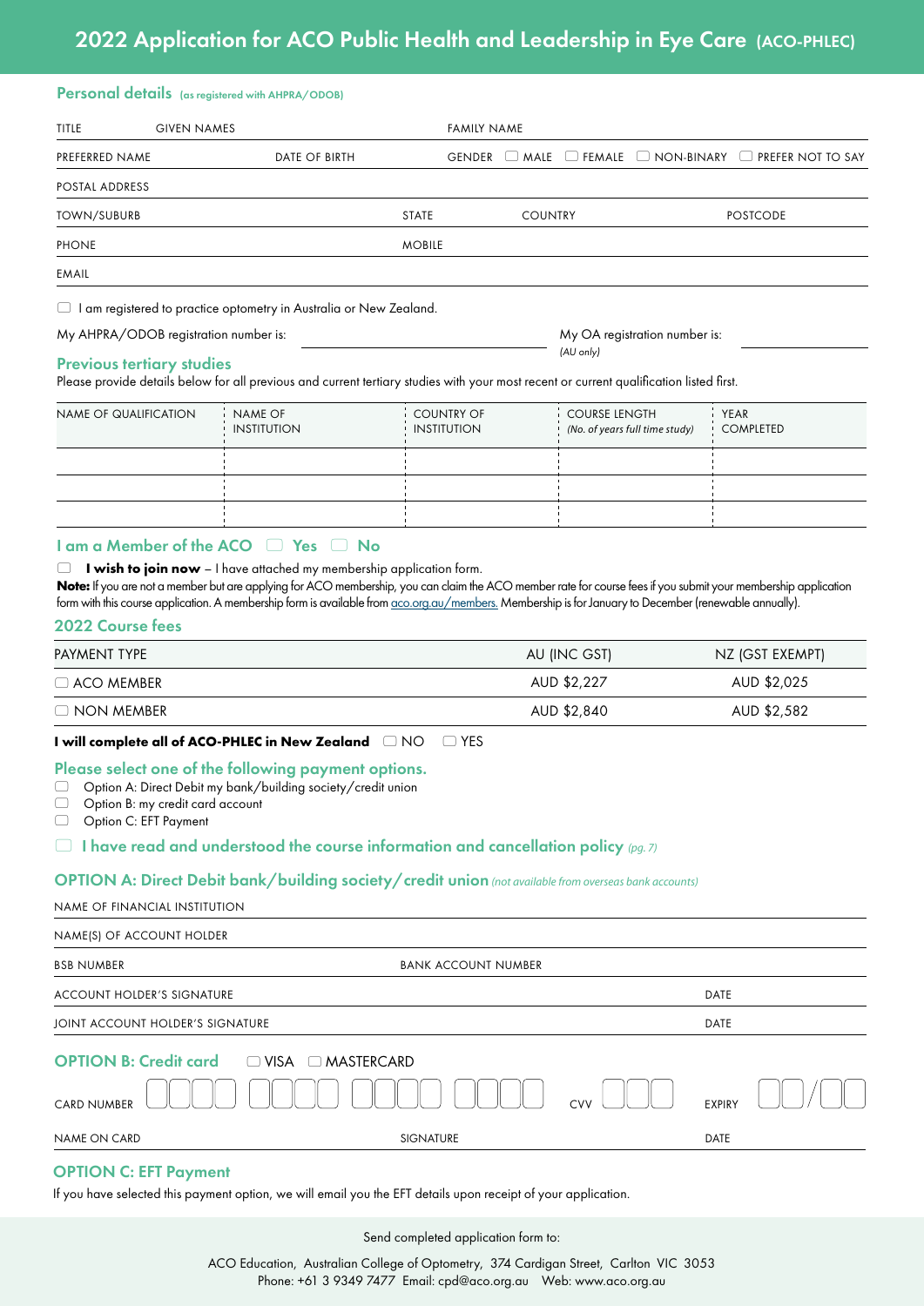# 2022 Application for ACO Public Health and Leadership in Eye Care (ACO-PHLEC)

## Personal details (as registered with AHPRA/ODOB)

TITLE GIVEN NAMES FAMILY NAME

PREFERRED NAME DATE OF BIRTH GENDER ☐ MALE ☐ FEMALE ☐ NON-BINARY ☐ PREFER NOT TO SAY

POSTAL ADDRESS

TOWN/SUBURB STATE COUNTRY POSTCODE

PHONE MOBILE

EMAIL

☐ I am registered to practice optometry in Australia or New Zealand.

My AHPRA/ODOB registration number is: My OA registration number is: *(AU only)*

## Previous tertiary studies

Please provide details below for all previous and current tertiary studies with your most recent or current qualification listed first.

| NAME OF QUALIFICATION | NAME OF INSTITUTION | COUNTRY OF INSTITUTION | COURSE LENGTH *(No. of years full time study)* | YEAR COMPLETED |
|---|---|---|---|---|
| | | | | |
| | | | | |
| | | | | |

## I am a Member of the ACO ☐ Yes ☐ No

☐ **I wish to join now** – I have attached my membership application form.

**Note:** If you are not a member but are applying for ACO membership, you can claim the ACO member rate for course fees if you submit your membership application form with this course application. A membership form is available from aco.org.au/members. Membership is for January to December (renewable annually).

## 2022 Course fees

| PAYMENT TYPE | AU (INC GST) | NZ (GST EXEMPT) |
|---|---|---|
| ☐ ACO MEMBER | AUD $2,227 | AUD $2,025 |
| ☐ NON MEMBER | AUD $2,840 | AUD $2,582 |

**I will complete all of ACO-PHLEC in New Zealand** ☐ NO ☐ YES

## Please select one of the following payment options.

☐ Option A: Direct Debit my bank/building society/credit union
☐ Option B: my credit card account
☐ Option C: EFT Payment

☐ **I have read and understood the course information and cancellation policy** *(pg. 7)*

## OPTION A: Direct Debit bank/building society/credit union *(not available from overseas bank accounts)*

NAME OF FINANCIAL INSTITUTION

NAME(S) OF ACCOUNT HOLDER

BSB NUMBER BANK ACCOUNT NUMBER

ACCOUNT HOLDER'S SIGNATURE DATE

JOINT ACCOUNT HOLDER'S SIGNATURE DATE

## OPTION B: Credit card ☐ VISA ☐ MASTERCARD

CARD NUMBER CVV EXPIRY /

NAME ON CARD SIGNATURE DATE

## OPTION C: EFT Payment

If you have selected this payment option, we will email you the EFT details upon receipt of your application.

Send completed application form to:

ACO Education, Australian College of Optometry, 374 Cardigan Street, Carlton VIC 3053
Phone: +61 3 9349 7477 Email: cpd@aco.org.au Web: www.aco.org.au